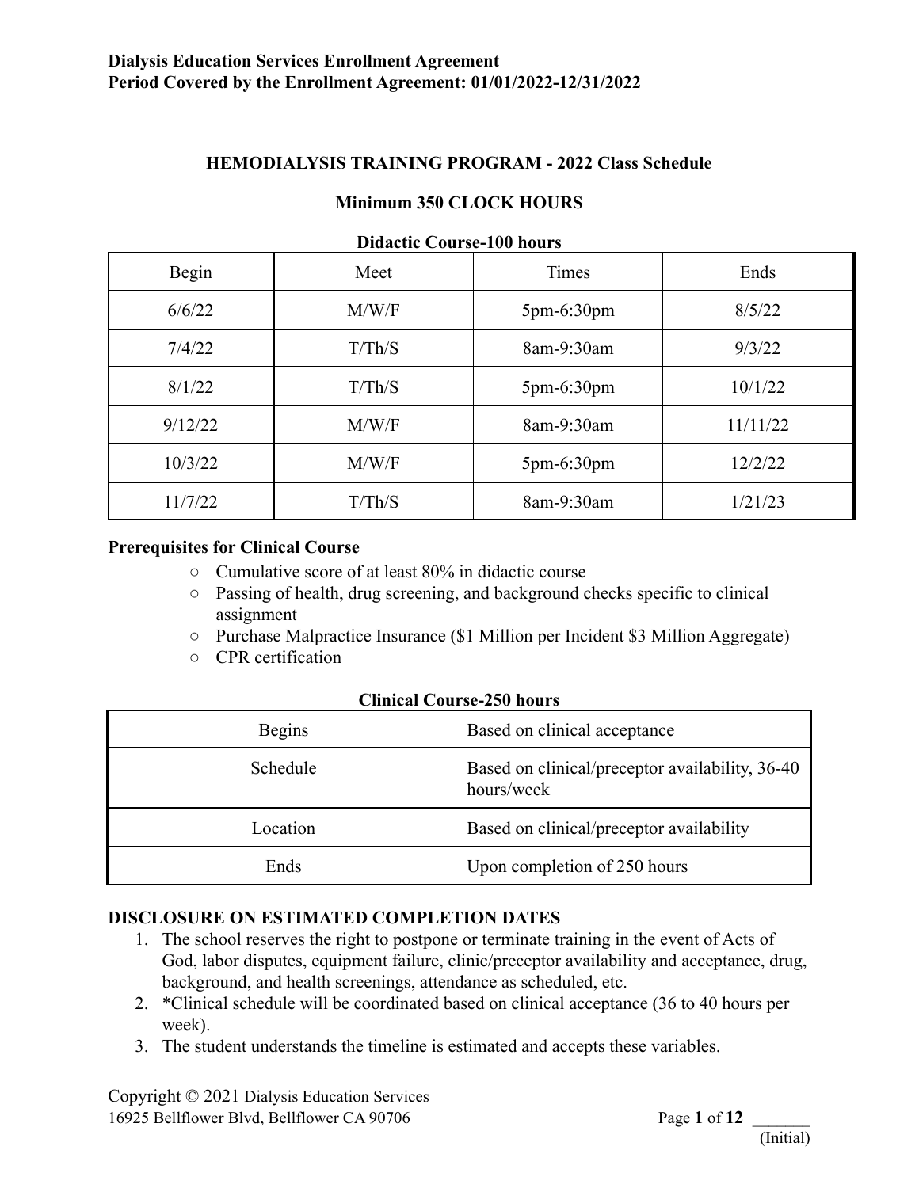**Dialysis Education Services Enrollment Agreement**
**Period Covered by the Enrollment Agreement: 01/01/2022-12/31/2022**

## HEMODIALYSIS TRAINING PROGRAM - 2022 Class Schedule

### Minimum 350 CLOCK HOURS

**Didactic Course-100 hours**

| Begin | Meet | Times | Ends |
|---|---|---|---|
| 6/6/22 | M/W/F | 5pm-6:30pm | 8/5/22 |
| 7/4/22 | T/Th/S | 8am-9:30am | 9/3/22 |
| 8/1/22 | T/Th/S | 5pm-6:30pm | 10/1/22 |
| 9/12/22 | M/W/F | 8am-9:30am | 11/11/22 |
| 10/3/22 | M/W/F | 5pm-6:30pm | 12/2/22 |
| 11/7/22 | T/Th/S | 8am-9:30am | 1/21/23 |

**Prerequisites for Clinical Course**

- Cumulative score of at least 80% in didactic course
- Passing of health, drug screening, and background checks specific to clinical assignment
- Purchase Malpractice Insurance ($1 Million per Incident $3 Million Aggregate)
- CPR certification

**Clinical Course-250 hours**

| | |
|---|---|
| Begins | Based on clinical acceptance |
| Schedule | Based on clinical/preceptor availability, 36-40 hours/week |
| Location | Based on clinical/preceptor availability |
| Ends | Upon completion of 250 hours |

**DISCLOSURE ON ESTIMATED COMPLETION DATES**

1. The school reserves the right to postpone or terminate training in the event of Acts of God, labor disputes, equipment failure, clinic/preceptor availability and acceptance, drug, background, and health screenings, attendance as scheduled, etc.
2. *Clinical schedule will be coordinated based on clinical acceptance (36 to 40 hours per week).
3. The student understands the timeline is estimated and accepts these variables.

Copyright © 2021 Dialysis Education Services
16925 Bellflower Blvd, Bellflower CA 90706

_______ (Initial)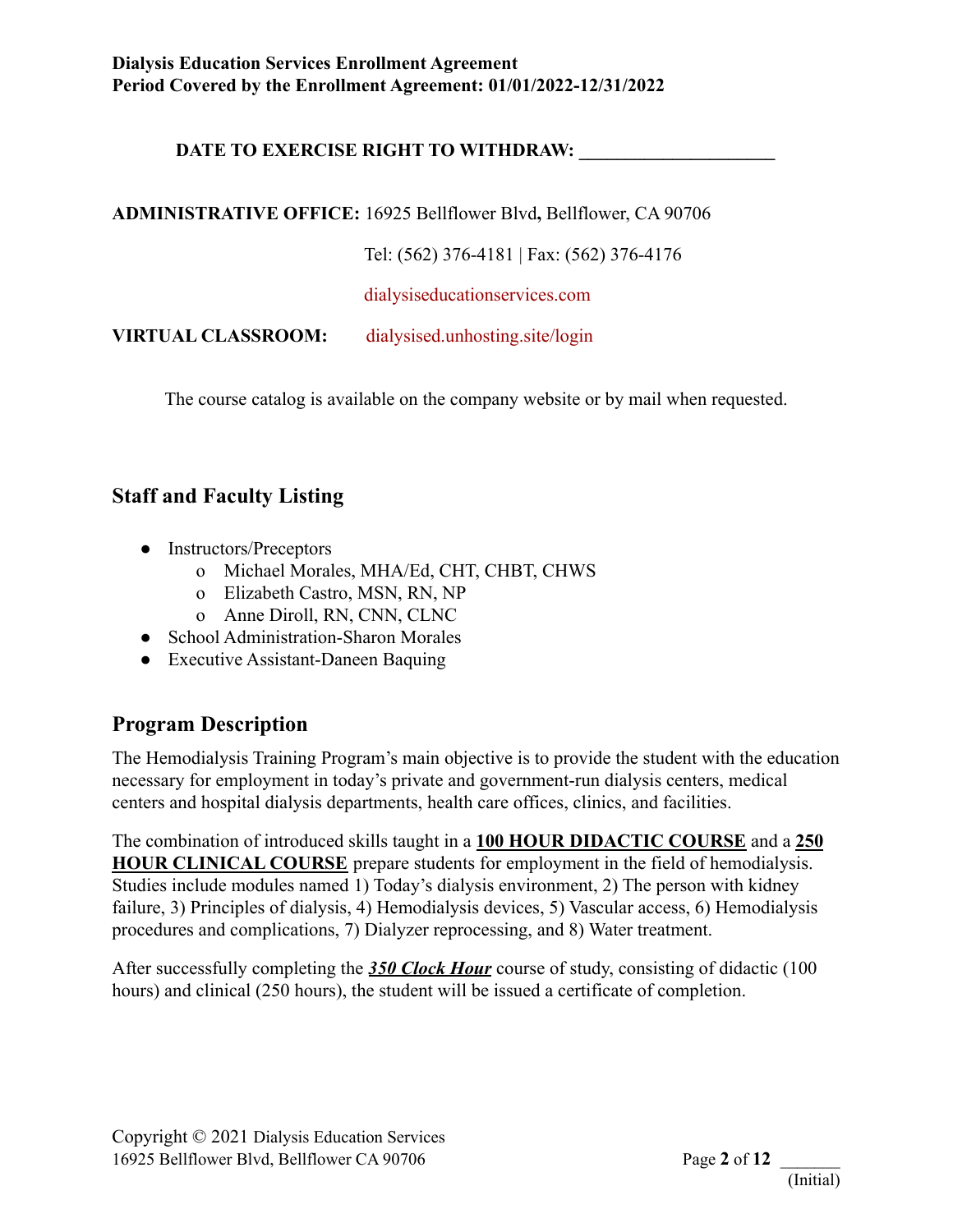**DATE TO EXERCISE RIGHT TO WITHDRAW: ____________________**

**ADMINISTRATIVE OFFICE:** 16925 Bellflower Blvd**,** Bellflower, CA 90706

Tel: (562) 376-4181 | Fax: (562) 376-4176

dialysiseducationservices.com

**VIRTUAL CLASSROOM:** dialysised.unhosting.site/login

The course catalog is available on the company website or by mail when requested.

## Staff and Faculty Listing

- Instructors/Preceptors
  - Michael Morales, MHA/Ed, CHT, CHBT, CHWS
  - Elizabeth Castro, MSN, RN, NP
  - Anne Diroll, RN, CNN, CLNC
- School Administration-Sharon Morales
- Executive Assistant-Daneen Baquing

## Program Description

The Hemodialysis Training Program's main objective is to provide the student with the education necessary for employment in today's private and government-run dialysis centers, medical centers and hospital dialysis departments, health care offices, clinics, and facilities.

The combination of introduced skills taught in a **100 HOUR DIDACTIC COURSE** and a **250 HOUR CLINICAL COURSE** prepare students for employment in the field of hemodialysis. Studies include modules named 1) Today's dialysis environment, 2) The person with kidney failure, 3) Principles of dialysis, 4) Hemodialysis devices, 5) Vascular access, 6) Hemodialysis procedures and complications, 7) Dialyzer reprocessing, and 8) Water treatment.

After successfully completing the ***350 Clock Hour*** course of study, consisting of didactic (100 hours) and clinical (250 hours), the student will be issued a certificate of completion.

_______ (Initial)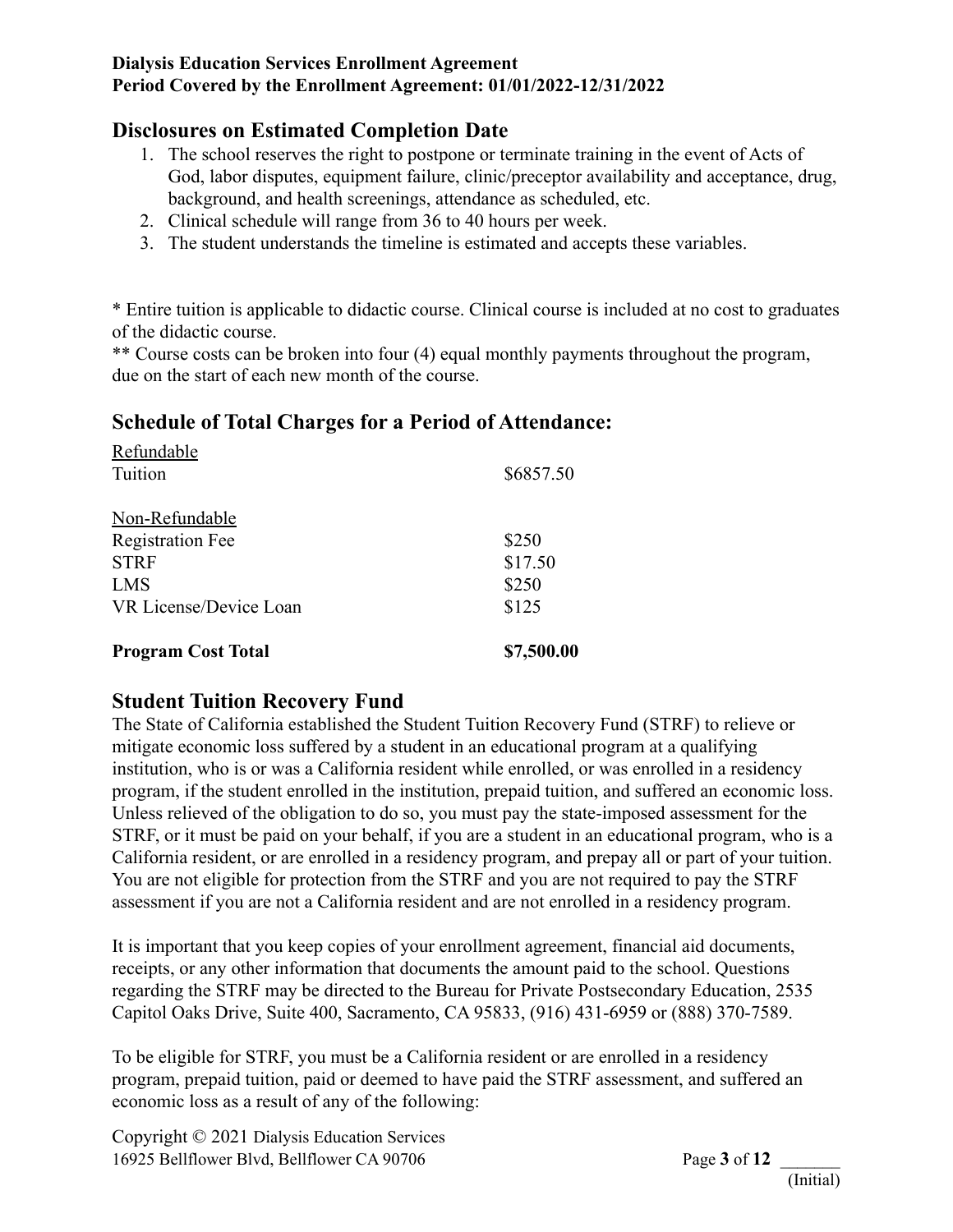## Disclosures on Estimated Completion Date

1. The school reserves the right to postpone or terminate training in the event of Acts of God, labor disputes, equipment failure, clinic/preceptor availability and acceptance, drug, background, and health screenings, attendance as scheduled, etc.
2. Clinical schedule will range from 36 to 40 hours per week.
3. The student understands the timeline is estimated and accepts these variables.

* Entire tuition is applicable to didactic course. Clinical course is included at no cost to graduates of the didactic course.

** Course costs can be broken into four (4) equal monthly payments throughout the program, due on the start of each new month of the course.

## Schedule of Total Charges for a Period of Attendance:

| | |
|---|---|
| <u>Refundable</u> | |
| Tuition | $6857.50 |
| | |
| <u>Non-Refundable</u> | |
| Registration Fee | $250 |
| STRF | $17.50 |
| LMS | $250 |
| VR License/Device Loan | $125 |
| | |
| **Program Cost Total** | **$7,500.00** |

## Student Tuition Recovery Fund

The State of California established the Student Tuition Recovery Fund (STRF) to relieve or mitigate economic loss suffered by a student in an educational program at a qualifying institution, who is or was a California resident while enrolled, or was enrolled in a residency program, if the student enrolled in the institution, prepaid tuition, and suffered an economic loss. Unless relieved of the obligation to do so, you must pay the state-imposed assessment for the STRF, or it must be paid on your behalf, if you are a student in an educational program, who is a California resident, or are enrolled in a residency program, and prepay all or part of your tuition. You are not eligible for protection from the STRF and you are not required to pay the STRF assessment if you are not a California resident and are not enrolled in a residency program.

It is important that you keep copies of your enrollment agreement, financial aid documents, receipts, or any other information that documents the amount paid to the school. Questions regarding the STRF may be directed to the Bureau for Private Postsecondary Education, 2535 Capitol Oaks Drive, Suite 400, Sacramento, CA 95833, (916) 431-6959 or (888) 370-7589.

To be eligible for STRF, you must be a California resident or are enrolled in a residency program, prepaid tuition, paid or deemed to have paid the STRF assessment, and suffered an economic loss as a result of any of the following: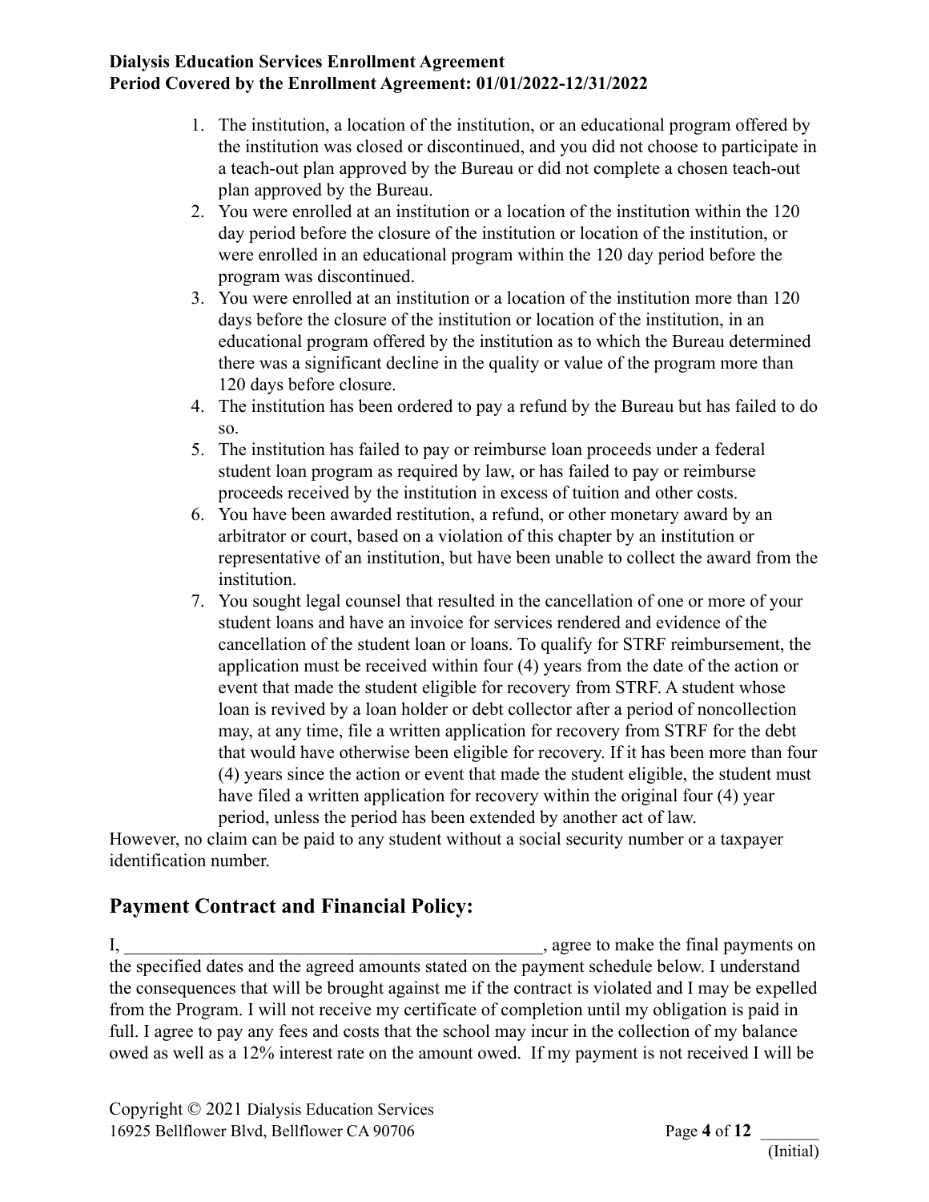1. The institution, a location of the institution, or an educational program offered by the institution was closed or discontinued, and you did not choose to participate in a teach-out plan approved by the Bureau or did not complete a chosen teach-out plan approved by the Bureau.
2. You were enrolled at an institution or a location of the institution within the 120 day period before the closure of the institution or location of the institution, or were enrolled in an educational program within the 120 day period before the program was discontinued.
3. You were enrolled at an institution or a location of the institution more than 120 days before the closure of the institution or location of the institution, in an educational program offered by the institution as to which the Bureau determined there was a significant decline in the quality or value of the program more than 120 days before closure.
4. The institution has been ordered to pay a refund by the Bureau but has failed to do so.
5. The institution has failed to pay or reimburse loan proceeds under a federal student loan program as required by law, or has failed to pay or reimburse proceeds received by the institution in excess of tuition and other costs.
6. You have been awarded restitution, a refund, or other monetary award by an arbitrator or court, based on a violation of this chapter by an institution or representative of an institution, but have been unable to collect the award from the institution.
7. You sought legal counsel that resulted in the cancellation of one or more of your student loans and have an invoice for services rendered and evidence of the cancellation of the student loan or loans. To qualify for STRF reimbursement, the application must be received within four (4) years from the date of the action or event that made the student eligible for recovery from STRF. A student whose loan is revived by a loan holder or debt collector after a period of noncollection may, at any time, file a written application for recovery from STRF for the debt that would have otherwise been eligible for recovery. If it has been more than four (4) years since the action or event that made the student eligible, the student must have filed a written application for recovery within the original four (4) year period, unless the period has been extended by another act of law.

However, no claim can be paid to any student without a social security number or a taxpayer identification number.

## Payment Contract and Financial Policy:

I, _______________________________________________, agree to make the final payments on the specified dates and the agreed amounts stated on the payment schedule below. I understand the consequences that will be brought against me if the contract is violated and I may be expelled from the Program. I will not receive my certificate of completion until my obligation is paid in full. I agree to pay any fees and costs that the school may incur in the collection of my balance owed as well as a 12% interest rate on the amount owed. If my payment is not received I will be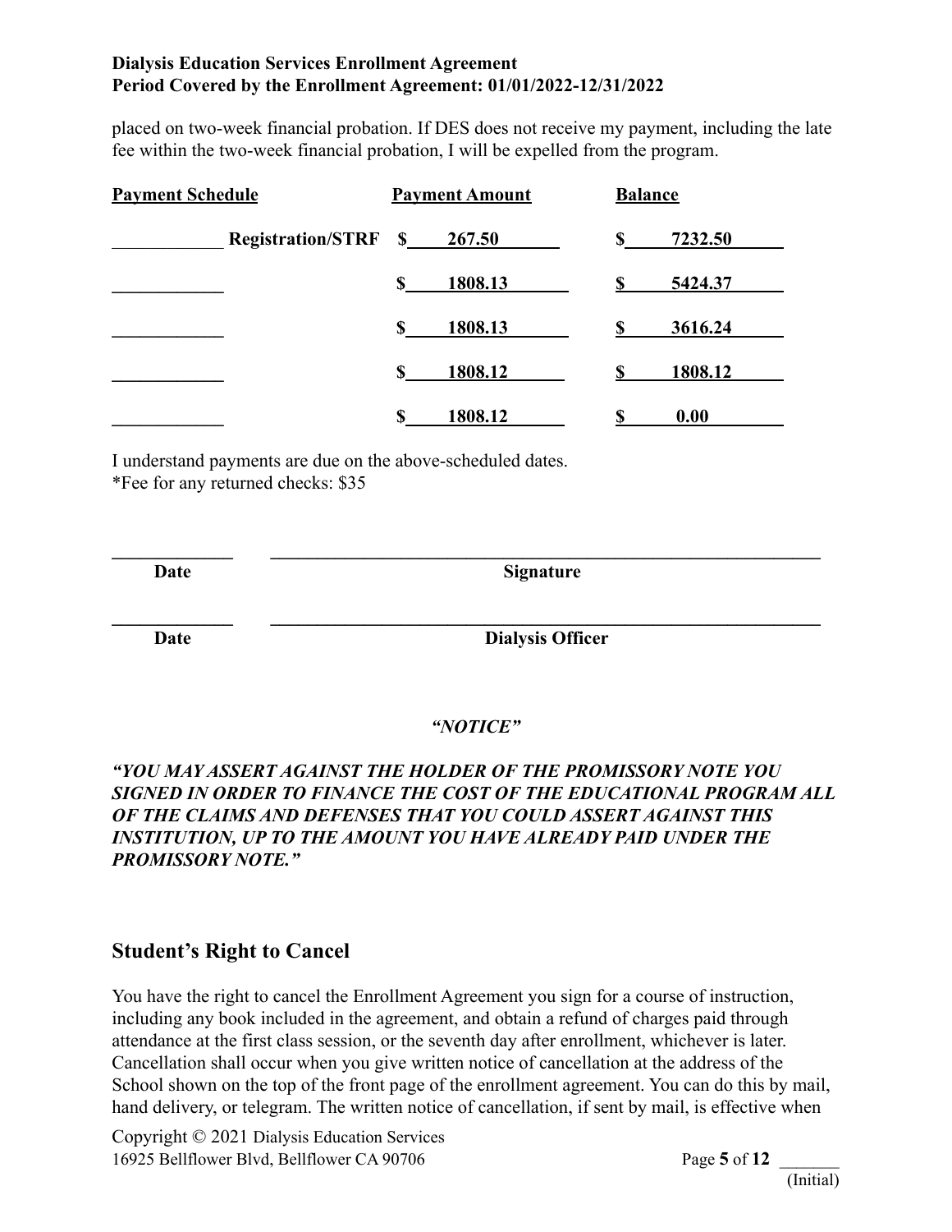placed on two-week financial probation. If DES does not receive my payment, including the late fee within the two-week financial probation, I will be expelled from the program.

| Payment Schedule | Payment Amount | Balance |
|---|---|---|
| ____________ Registration/STRF | $ 267.50 | $ 7232.50 |
| ____________ | $ 1808.13 | $ 5424.37 |
| ____________ | $ 1808.13 | $ 3616.24 |
| ____________ | $ 1808.12 | $ 1808.12 |
| ____________ | $ 1808.12 | $ 0.00 |

I understand payments are due on the above-scheduled dates.
*Fee for any returned checks: $35

______________ ______________________________________________________________

**Date** **Signature**

______________ ______________________________________________________________

**Date** **Dialysis Officer**

***"NOTICE"***

***"YOU MAY ASSERT AGAINST THE HOLDER OF THE PROMISSORY NOTE YOU SIGNED IN ORDER TO FINANCE THE COST OF THE EDUCATIONAL PROGRAM ALL OF THE CLAIMS AND DEFENSES THAT YOU COULD ASSERT AGAINST THIS INSTITUTION, UP TO THE AMOUNT YOU HAVE ALREADY PAID UNDER THE PROMISSORY NOTE."***

## Student's Right to Cancel

You have the right to cancel the Enrollment Agreement you sign for a course of instruction, including any book included in the agreement, and obtain a refund of charges paid through attendance at the first class session, or the seventh day after enrollment, whichever is later. Cancellation shall occur when you give written notice of cancellation at the address of the School shown on the top of the front page of the enrollment agreement. You can do this by mail, hand delivery, or telegram. The written notice of cancellation, if sent by mail, is effective when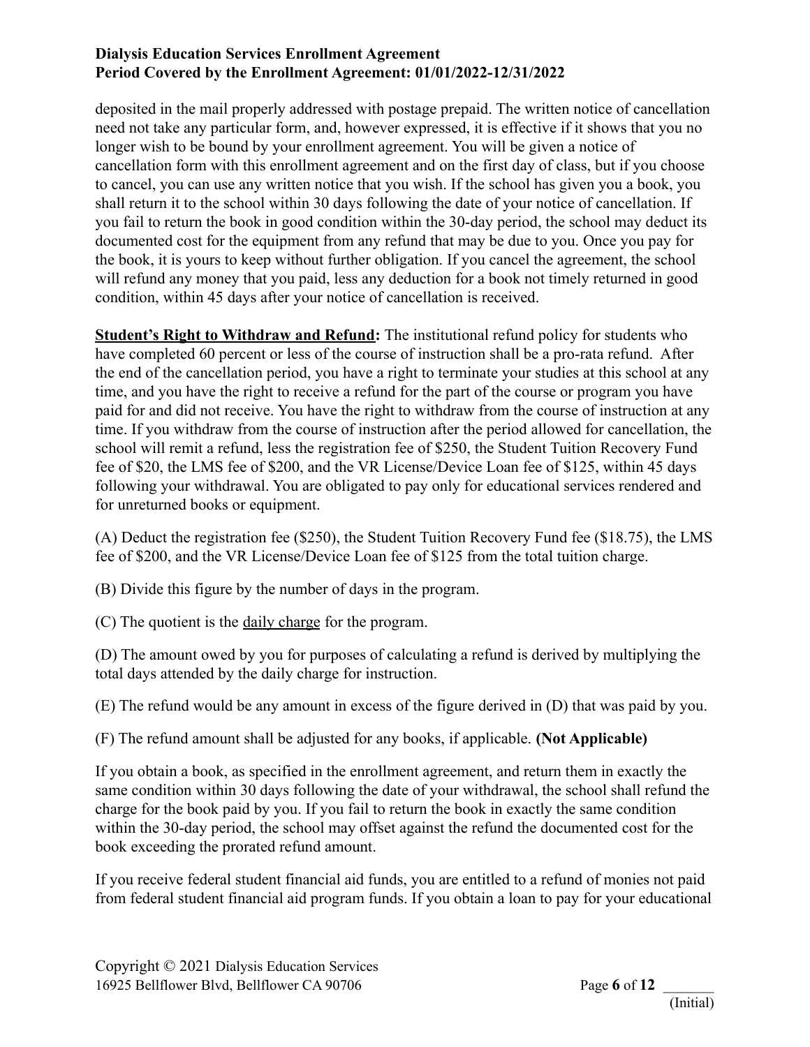deposited in the mail properly addressed with postage prepaid. The written notice of cancellation need not take any particular form, and, however expressed, it is effective if it shows that you no longer wish to be bound by your enrollment agreement. You will be given a notice of cancellation form with this enrollment agreement and on the first day of class, but if you choose to cancel, you can use any written notice that you wish. If the school has given you a book, you shall return it to the school within 30 days following the date of your notice of cancellation. If you fail to return the book in good condition within the 30-day period, the school may deduct its documented cost for the equipment from any refund that may be due to you. Once you pay for the book, it is yours to keep without further obligation. If you cancel the agreement, the school will refund any money that you paid, less any deduction for a book not timely returned in good condition, within 45 days after your notice of cancellation is received.

**Student's Right to Withdraw and Refund:** The institutional refund policy for students who have completed 60 percent or less of the course of instruction shall be a pro-rata refund. After the end of the cancellation period, you have a right to terminate your studies at this school at any time, and you have the right to receive a refund for the part of the course or program you have paid for and did not receive. You have the right to withdraw from the course of instruction at any time. If you withdraw from the course of instruction after the period allowed for cancellation, the school will remit a refund, less the registration fee of $250, the Student Tuition Recovery Fund fee of $20, the LMS fee of $200, and the VR License/Device Loan fee of $125, within 45 days following your withdrawal. You are obligated to pay only for educational services rendered and for unreturned books or equipment.

(A) Deduct the registration fee ($250), the Student Tuition Recovery Fund fee ($18.75), the LMS fee of $200, and the VR License/Device Loan fee of $125 from the total tuition charge.

(B) Divide this figure by the number of days in the program.

(C) The quotient is the daily charge for the program.

(D) The amount owed by you for purposes of calculating a refund is derived by multiplying the total days attended by the daily charge for instruction.

(E) The refund would be any amount in excess of the figure derived in (D) that was paid by you.

(F) The refund amount shall be adjusted for any books, if applicable. **(Not Applicable)**

If you obtain a book, as specified in the enrollment agreement, and return them in exactly the same condition within 30 days following the date of your withdrawal, the school shall refund the charge for the book paid by you. If you fail to return the book in exactly the same condition within the 30-day period, the school may offset against the refund the documented cost for the book exceeding the prorated refund amount.

If you receive federal student financial aid funds, you are entitled to a refund of monies not paid from federal student financial aid program funds. If you obtain a loan to pay for your educational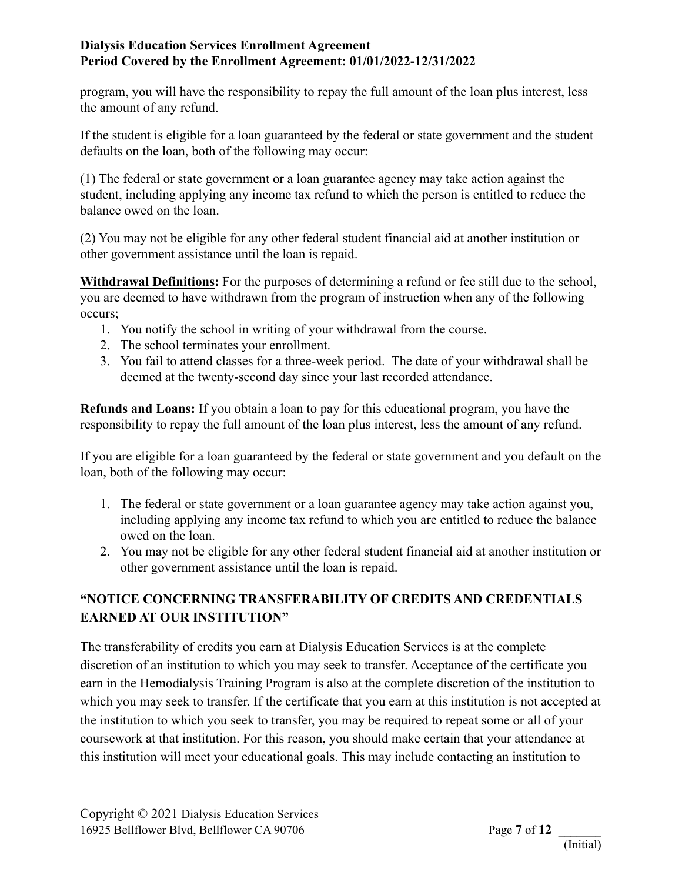program, you will have the responsibility to repay the full amount of the loan plus interest, less the amount of any refund.

If the student is eligible for a loan guaranteed by the federal or state government and the student defaults on the loan, both of the following may occur:

(1) The federal or state government or a loan guarantee agency may take action against the student, including applying any income tax refund to which the person is entitled to reduce the balance owed on the loan.

(2) You may not be eligible for any other federal student financial aid at another institution or other government assistance until the loan is repaid.

**Withdrawal Definitions:** For the purposes of determining a refund or fee still due to the school, you are deemed to have withdrawn from the program of instruction when any of the following occurs;

1. You notify the school in writing of your withdrawal from the course.
2. The school terminates your enrollment.
3. You fail to attend classes for a three-week period. The date of your withdrawal shall be deemed at the twenty-second day since your last recorded attendance.

**Refunds and Loans:** If you obtain a loan to pay for this educational program, you have the responsibility to repay the full amount of the loan plus interest, less the amount of any refund.

If you are eligible for a loan guaranteed by the federal or state government and you default on the loan, both of the following may occur:

1. The federal or state government or a loan guarantee agency may take action against you, including applying any income tax refund to which you are entitled to reduce the balance owed on the loan.
2. You may not be eligible for any other federal student financial aid at another institution or other government assistance until the loan is repaid.

## "NOTICE CONCERNING TRANSFERABILITY OF CREDITS AND CREDENTIALS EARNED AT OUR INSTITUTION"

The transferability of credits you earn at Dialysis Education Services is at the complete discretion of an institution to which you may seek to transfer. Acceptance of the certificate you earn in the Hemodialysis Training Program is also at the complete discretion of the institution to which you may seek to transfer. If the certificate that you earn at this institution is not accepted at the institution to which you seek to transfer, you may be required to repeat some or all of your coursework at that institution. For this reason, you should make certain that your attendance at this institution will meet your educational goals. This may include contacting an institution to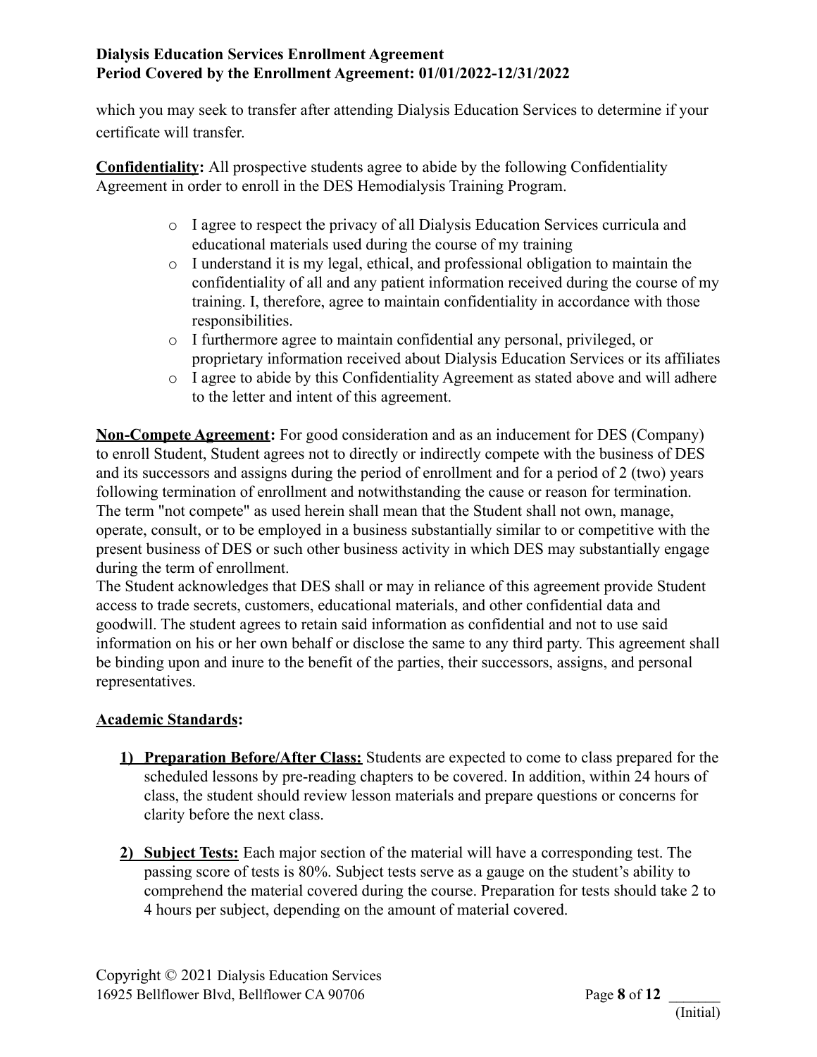which you may seek to transfer after attending Dialysis Education Services to determine if your certificate will transfer.

**Confidentiality:** All prospective students agree to abide by the following Confidentiality Agreement in order to enroll in the DES Hemodialysis Training Program.

- I agree to respect the privacy of all Dialysis Education Services curricula and educational materials used during the course of my training
- I understand it is my legal, ethical, and professional obligation to maintain the confidentiality of all and any patient information received during the course of my training. I, therefore, agree to maintain confidentiality in accordance with those responsibilities.
- I furthermore agree to maintain confidential any personal, privileged, or proprietary information received about Dialysis Education Services or its affiliates
- I agree to abide by this Confidentiality Agreement as stated above and will adhere to the letter and intent of this agreement.

**Non-Compete Agreement:** For good consideration and as an inducement for DES (Company) to enroll Student, Student agrees not to directly or indirectly compete with the business of DES and its successors and assigns during the period of enrollment and for a period of 2 (two) years following termination of enrollment and notwithstanding the cause or reason for termination. The term "not compete" as used herein shall mean that the Student shall not own, manage, operate, consult, or to be employed in a business substantially similar to or competitive with the present business of DES or such other business activity in which DES may substantially engage during the term of enrollment.
The Student acknowledges that DES shall or may in reliance of this agreement provide Student access to trade secrets, customers, educational materials, and other confidential data and goodwill. The student agrees to retain said information as confidential and not to use said information on his or her own behalf or disclose the same to any third party. This agreement shall be binding upon and inure to the benefit of the parties, their successors, assigns, and personal representatives.

**Academic Standards:**

1) **Preparation Before/After Class:** Students are expected to come to class prepared for the scheduled lessons by pre-reading chapters to be covered. In addition, within 24 hours of class, the student should review lesson materials and prepare questions or concerns for clarity before the next class.

2) **Subject Tests:** Each major section of the material will have a corresponding test. The passing score of tests is 80%. Subject tests serve as a gauge on the student's ability to comprehend the material covered during the course. Preparation for tests should take 2 to 4 hours per subject, depending on the amount of material covered.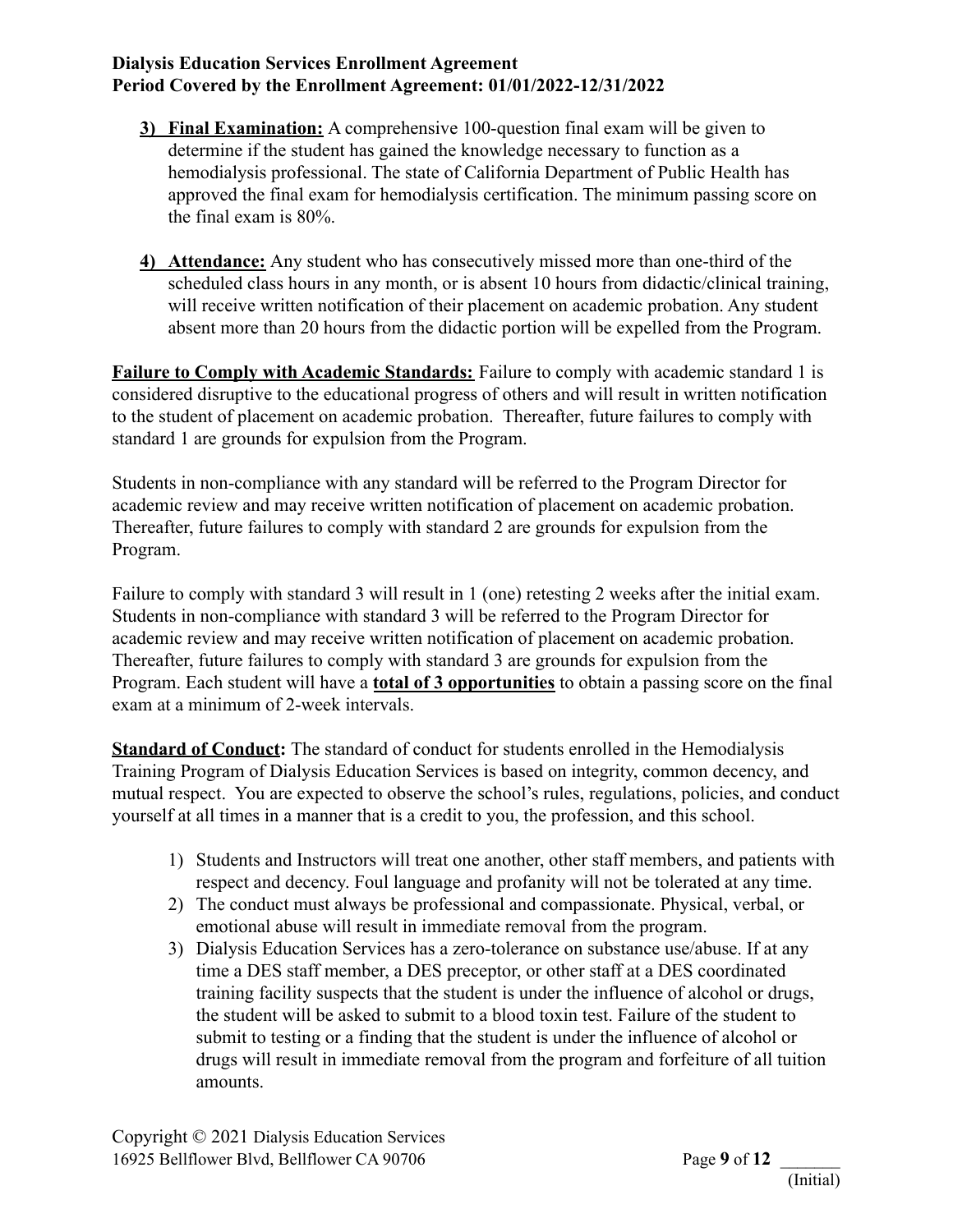3) **Final Examination:** A comprehensive 100-question final exam will be given to determine if the student has gained the knowledge necessary to function as a hemodialysis professional. The state of California Department of Public Health has approved the final exam for hemodialysis certification. The minimum passing score on the final exam is 80%.

4) **Attendance:** Any student who has consecutively missed more than one-third of the scheduled class hours in any month, or is absent 10 hours from didactic/clinical training, will receive written notification of their placement on academic probation. Any student absent more than 20 hours from the didactic portion will be expelled from the Program.

**Failure to Comply with Academic Standards:** Failure to comply with academic standard 1 is considered disruptive to the educational progress of others and will result in written notification to the student of placement on academic probation. Thereafter, future failures to comply with standard 1 are grounds for expulsion from the Program.

Students in non-compliance with any standard will be referred to the Program Director for academic review and may receive written notification of placement on academic probation. Thereafter, future failures to comply with standard 2 are grounds for expulsion from the Program.

Failure to comply with standard 3 will result in 1 (one) retesting 2 weeks after the initial exam. Students in non-compliance with standard 3 will be referred to the Program Director for academic review and may receive written notification of placement on academic probation. Thereafter, future failures to comply with standard 3 are grounds for expulsion from the Program. Each student will have a **total of 3 opportunities** to obtain a passing score on the final exam at a minimum of 2-week intervals.

**Standard of Conduct:** The standard of conduct for students enrolled in the Hemodialysis Training Program of Dialysis Education Services is based on integrity, common decency, and mutual respect. You are expected to observe the school's rules, regulations, policies, and conduct yourself at all times in a manner that is a credit to you, the profession, and this school.

1) Students and Instructors will treat one another, other staff members, and patients with respect and decency. Foul language and profanity will not be tolerated at any time.
2) The conduct must always be professional and compassionate. Physical, verbal, or emotional abuse will result in immediate removal from the program.
3) Dialysis Education Services has a zero-tolerance on substance use/abuse. If at any time a DES staff member, a DES preceptor, or other staff at a DES coordinated training facility suspects that the student is under the influence of alcohol or drugs, the student will be asked to submit to a blood toxin test. Failure of the student to submit to testing or a finding that the student is under the influence of alcohol or drugs will result in immediate removal from the program and forfeiture of all tuition amounts.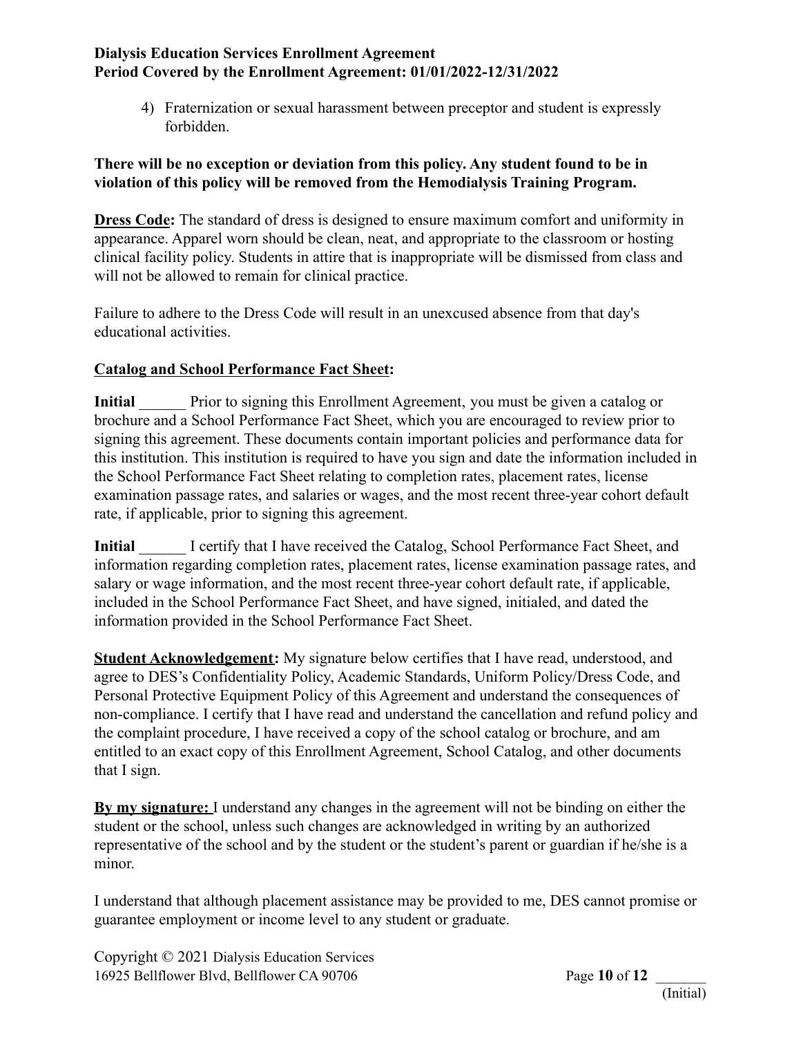4) Fraternization or sexual harassment between preceptor and student is expressly forbidden.

**There will be no exception or deviation from this policy. Any student found to be in violation of this policy will be removed from the Hemodialysis Training Program.**

**Dress Code:** The standard of dress is designed to ensure maximum comfort and uniformity in appearance. Apparel worn should be clean, neat, and appropriate to the classroom or hosting clinical facility policy. Students in attire that is inappropriate will be dismissed from class and will not be allowed to remain for clinical practice.

Failure to adhere to the Dress Code will result in an unexcused absence from that day's educational activities.

**Catalog and School Performance Fact Sheet:**

**Initial** ______ Prior to signing this Enrollment Agreement, you must be given a catalog or brochure and a School Performance Fact Sheet, which you are encouraged to review prior to signing this agreement. These documents contain important policies and performance data for this institution. This institution is required to have you sign and date the information included in the School Performance Fact Sheet relating to completion rates, placement rates, license examination passage rates, and salaries or wages, and the most recent three-year cohort default rate, if applicable, prior to signing this agreement.

**Initial** ______ I certify that I have received the Catalog, School Performance Fact Sheet, and information regarding completion rates, placement rates, license examination passage rates, and salary or wage information, and the most recent three-year cohort default rate, if applicable, included in the School Performance Fact Sheet, and have signed, initialed, and dated the information provided in the School Performance Fact Sheet.

**Student Acknowledgement:** My signature below certifies that I have read, understood, and agree to DES's Confidentiality Policy, Academic Standards, Uniform Policy/Dress Code, and Personal Protective Equipment Policy of this Agreement and understand the consequences of non-compliance. I certify that I have read and understand the cancellation and refund policy and the complaint procedure, I have received a copy of the school catalog or brochure, and am entitled to an exact copy of this Enrollment Agreement, School Catalog, and other documents that I sign.

**By my signature:** I understand any changes in the agreement will not be binding on either the student or the school, unless such changes are acknowledged in writing by an authorized representative of the school and by the student or the student's parent or guardian if he/she is a minor.

I understand that although placement assistance may be provided to me, DES cannot promise or guarantee employment or income level to any student or graduate.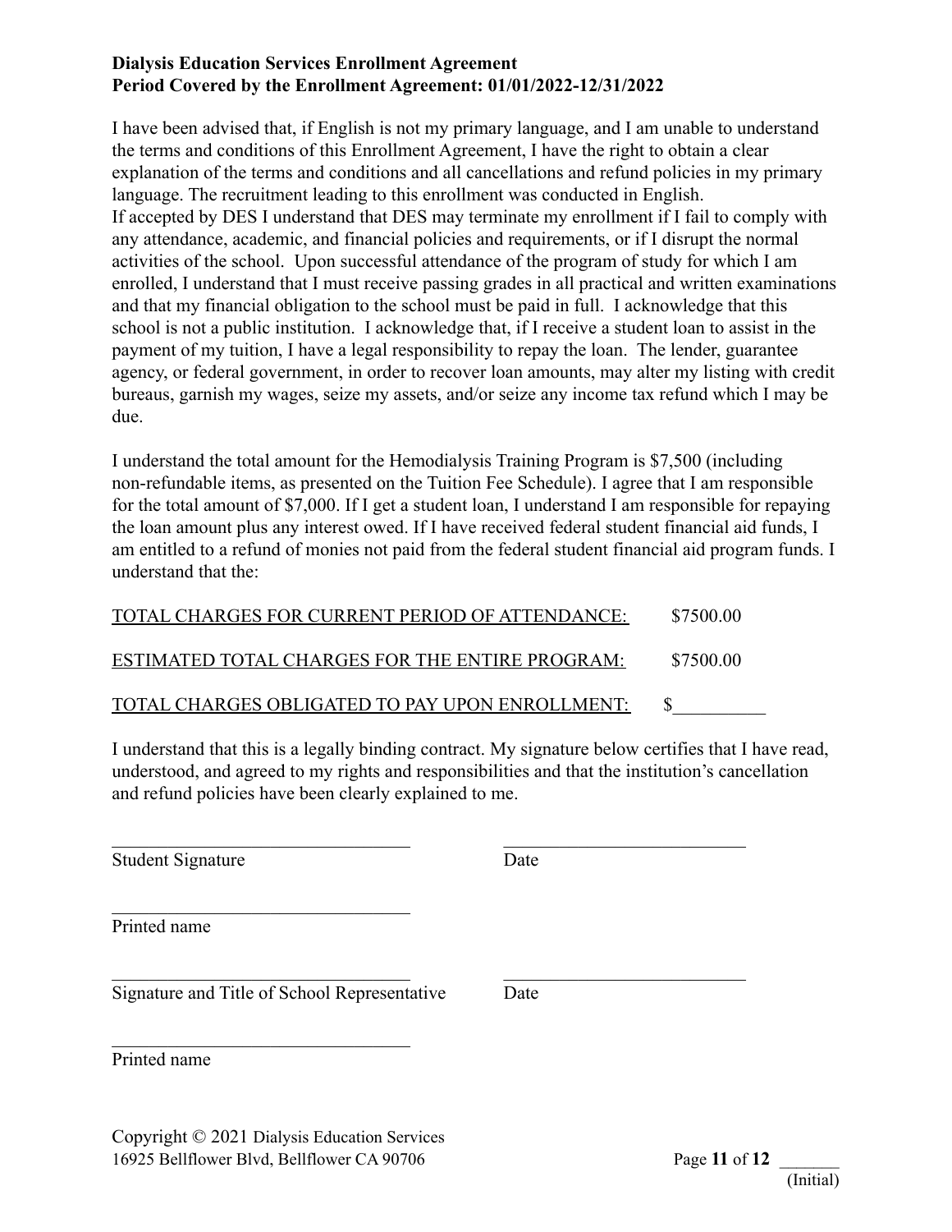**Dialysis Education Services Enrollment Agreement**
**Period Covered by the Enrollment Agreement: 01/01/2022-12/31/2022**

I have been advised that, if English is not my primary language, and I am unable to understand the terms and conditions of this Enrollment Agreement, I have the right to obtain a clear explanation of the terms and conditions and all cancellations and refund policies in my primary language. The recruitment leading to this enrollment was conducted in English.
If accepted by DES I understand that DES may terminate my enrollment if I fail to comply with any attendance, academic, and financial policies and requirements, or if I disrupt the normal activities of the school. Upon successful attendance of the program of study for which I am enrolled, I understand that I must receive passing grades in all practical and written examinations and that my financial obligation to the school must be paid in full. I acknowledge that this school is not a public institution. I acknowledge that, if I receive a student loan to assist in the payment of my tuition, I have a legal responsibility to repay the loan. The lender, guarantee agency, or federal government, in order to recover loan amounts, may alter my listing with credit bureaus, garnish my wages, seize my assets, and/or seize any income tax refund which I may be due.

I understand the total amount for the Hemodialysis Training Program is $7,500 (including non-refundable items, as presented on the Tuition Fee Schedule). I agree that I am responsible for the total amount of $7,000. If I get a student loan, I understand I am responsible for repaying the loan amount plus any interest owed. If I have received federal student financial aid funds, I am entitled to a refund of monies not paid from the federal student financial aid program funds. I understand that the:

TOTAL CHARGES FOR CURRENT PERIOD OF ATTENDANCE: $7500.00

ESTIMATED TOTAL CHARGES FOR THE ENTIRE PROGRAM: $7500.00

TOTAL CHARGES OBLIGATED TO PAY UPON ENROLLMENT: $__________

I understand that this is a legally binding contract. My signature below certifies that I have read, understood, and agreed to my rights and responsibilities and that the institution's cancellation and refund policies have been clearly explained to me.

_________________________________ _________________________
Student Signature Date

_________________________________
Printed name

_________________________________ _________________________
Signature and Title of School Representative Date

_________________________________
Printed name

Copyright © 2021 Dialysis Education Services
16925 Bellflower Blvd, Bellflower CA 90706

_______ (Initial)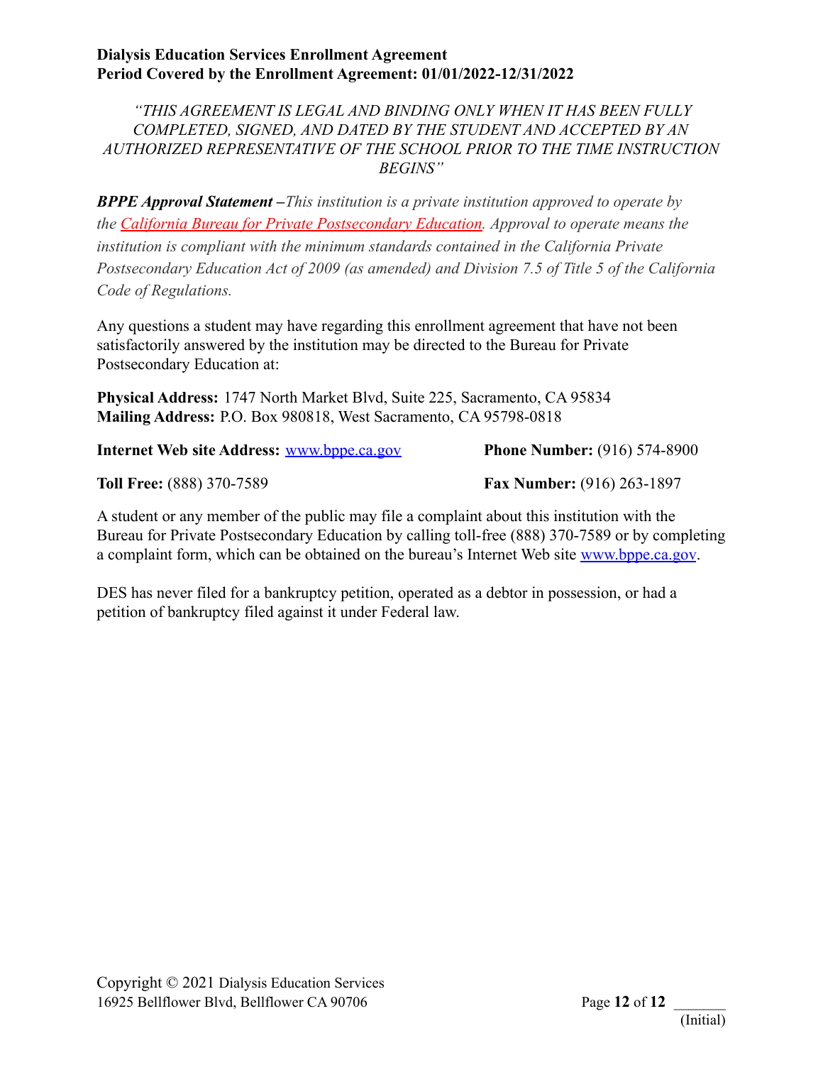**Dialysis Education Services Enrollment Agreement**
**Period Covered by the Enrollment Agreement: 01/01/2022-12/31/2022**

*"THIS AGREEMENT IS LEGAL AND BINDING ONLY WHEN IT HAS BEEN FULLY COMPLETED, SIGNED, AND DATED BY THE STUDENT AND ACCEPTED BY AN AUTHORIZED REPRESENTATIVE OF THE SCHOOL PRIOR TO THE TIME INSTRUCTION BEGINS"*

***BPPE Approval Statement*** *–This institution is a private institution approved to operate by the California Bureau for Private Postsecondary Education. Approval to operate means the institution is compliant with the minimum standards contained in the California Private Postsecondary Education Act of 2009 (as amended) and Division 7.5 of Title 5 of the California Code of Regulations.*

Any questions a student may have regarding this enrollment agreement that have not been satisfactorily answered by the institution may be directed to the Bureau for Private Postsecondary Education at:

**Physical Address:** 1747 North Market Blvd, Suite 225, Sacramento, CA 95834
**Mailing Address:** P.O. Box 980818, West Sacramento, CA 95798-0818

**Internet Web site Address:** www.bppe.ca.gov **Phone Number:** (916) 574-8900

**Toll Free:** (888) 370-7589 **Fax Number:** (916) 263-1897

A student or any member of the public may file a complaint about this institution with the Bureau for Private Postsecondary Education by calling toll-free (888) 370-7589 or by completing a complaint form, which can be obtained on the bureau's Internet Web site www.bppe.ca.gov.

DES has never filed for a bankruptcy petition, operated as a debtor in possession, or had a petition of bankruptcy filed against it under Federal law.

_______ (Initial)